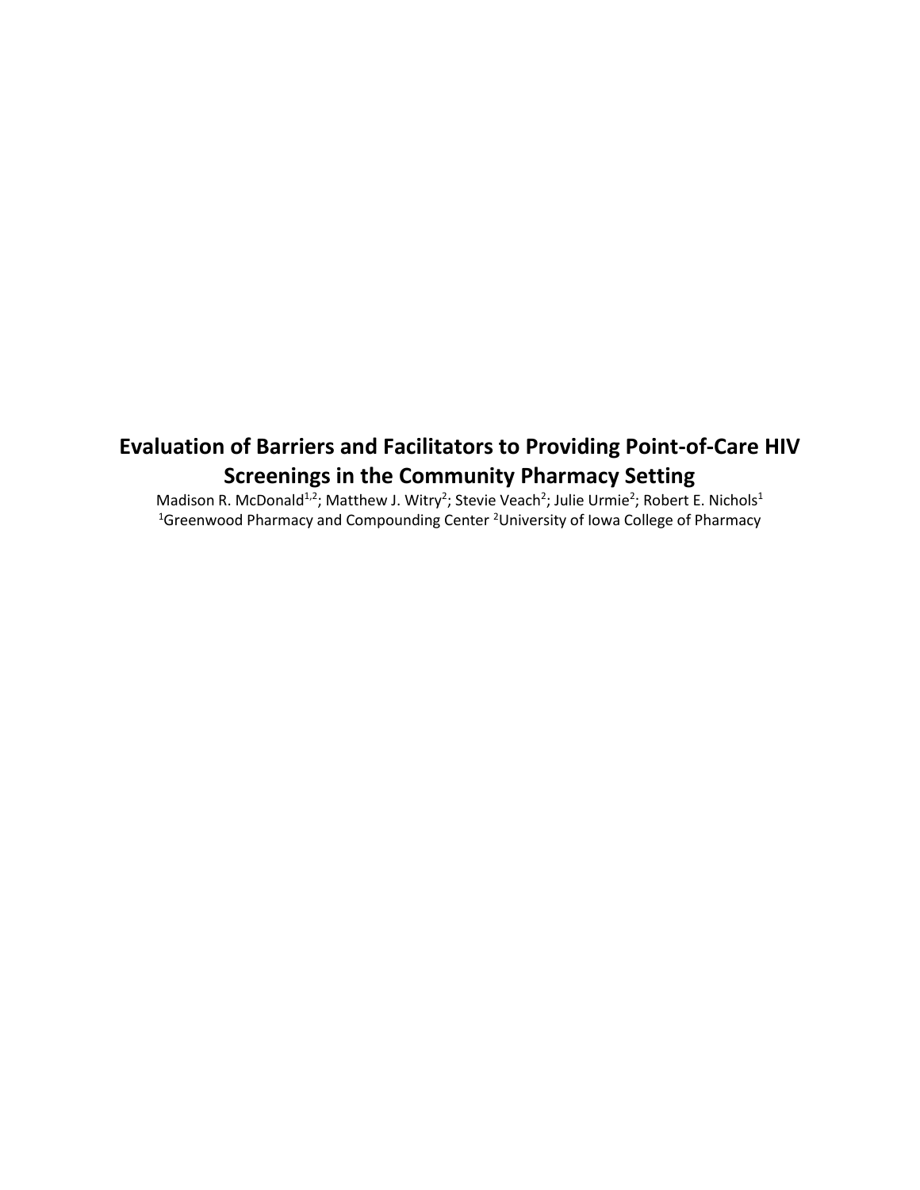# Evaluation of Barriers and Facilitators to Providing Point-of-Care HIV Screenings in the Community Pharmacy Setting

Madison R. McDonald[1,2]; Matthew J. Witry[2]; Stevie Veach[2]; Julie Urmie[2]; Robert E. Nichols[1]

[1]Greenwood Pharmacy and Compounding Center [2]University of Iowa College of Pharmacy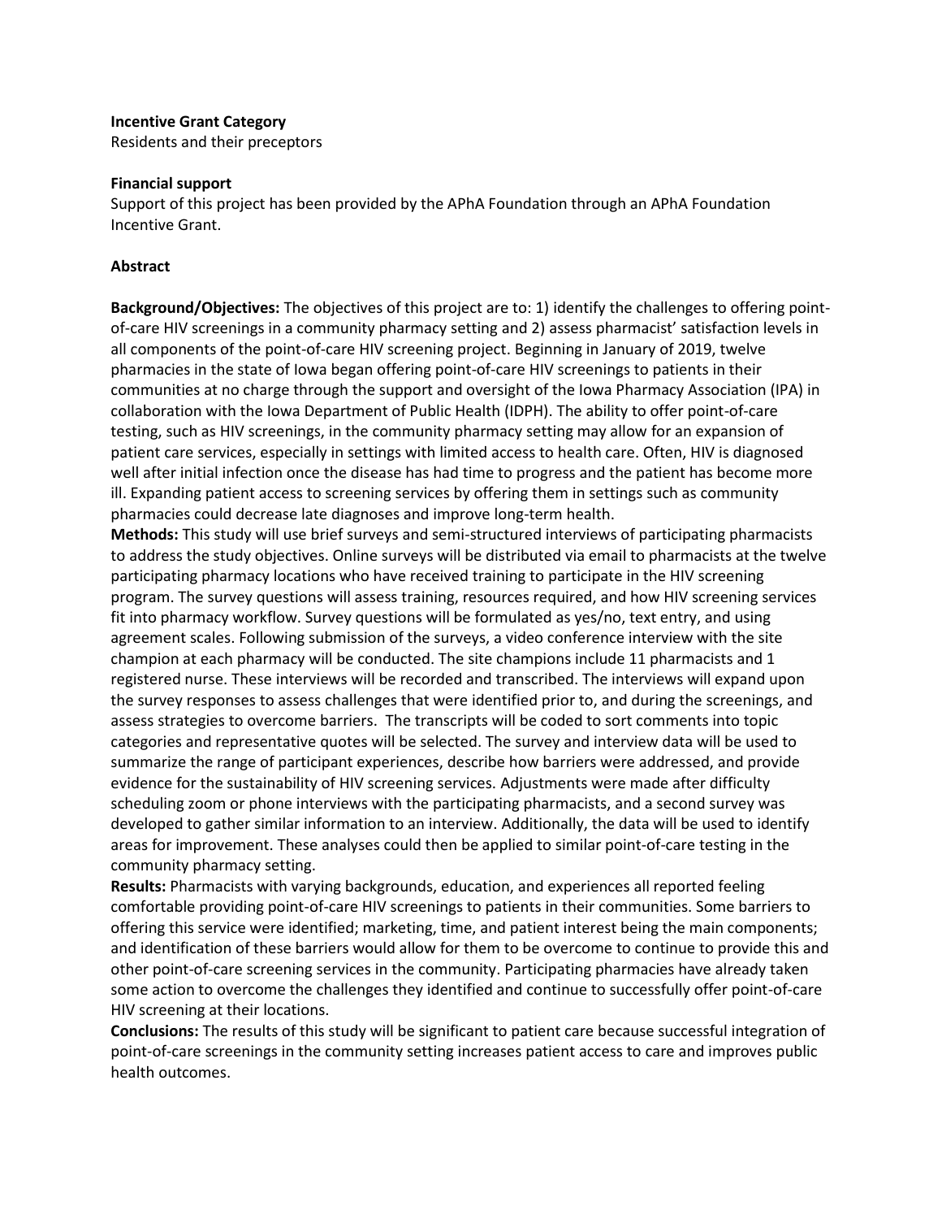**Incentive Grant Category**

Residents and their preceptors

**Financial support**

Support of this project has been provided by the APhA Foundation through an APhA Foundation Incentive Grant.

**Abstract**

**Background/Objectives:** The objectives of this project are to: 1) identify the challenges to offering point-of-care HIV screenings in a community pharmacy setting and 2) assess pharmacist' satisfaction levels in all components of the point-of-care HIV screening project. Beginning in January of 2019, twelve pharmacies in the state of Iowa began offering point-of-care HIV screenings to patients in their communities at no charge through the support and oversight of the Iowa Pharmacy Association (IPA) in collaboration with the Iowa Department of Public Health (IDPH). The ability to offer point-of-care testing, such as HIV screenings, in the community pharmacy setting may allow for an expansion of patient care services, especially in settings with limited access to health care. Often, HIV is diagnosed well after initial infection once the disease has had time to progress and the patient has become more ill. Expanding patient access to screening services by offering them in settings such as community pharmacies could decrease late diagnoses and improve long-term health.

**Methods:** This study will use brief surveys and semi-structured interviews of participating pharmacists to address the study objectives. Online surveys will be distributed via email to pharmacists at the twelve participating pharmacy locations who have received training to participate in the HIV screening program. The survey questions will assess training, resources required, and how HIV screening services fit into pharmacy workflow. Survey questions will be formulated as yes/no, text entry, and using agreement scales. Following submission of the surveys, a video conference interview with the site champion at each pharmacy will be conducted. The site champions include 11 pharmacists and 1 registered nurse. These interviews will be recorded and transcribed. The interviews will expand upon the survey responses to assess challenges that were identified prior to, and during the screenings, and assess strategies to overcome barriers. The transcripts will be coded to sort comments into topic categories and representative quotes will be selected. The survey and interview data will be used to summarize the range of participant experiences, describe how barriers were addressed, and provide evidence for the sustainability of HIV screening services. Adjustments were made after difficulty scheduling zoom or phone interviews with the participating pharmacists, and a second survey was developed to gather similar information to an interview. Additionally, the data will be used to identify areas for improvement. These analyses could then be applied to similar point-of-care testing in the community pharmacy setting.

**Results:** Pharmacists with varying backgrounds, education, and experiences all reported feeling comfortable providing point-of-care HIV screenings to patients in their communities. Some barriers to offering this service were identified; marketing, time, and patient interest being the main components; and identification of these barriers would allow for them to be overcome to continue to provide this and other point-of-care screening services in the community. Participating pharmacies have already taken some action to overcome the challenges they identified and continue to successfully offer point-of-care HIV screening at their locations.

**Conclusions:** The results of this study will be significant to patient care because successful integration of point-of-care screenings in the community setting increases patient access to care and improves public health outcomes.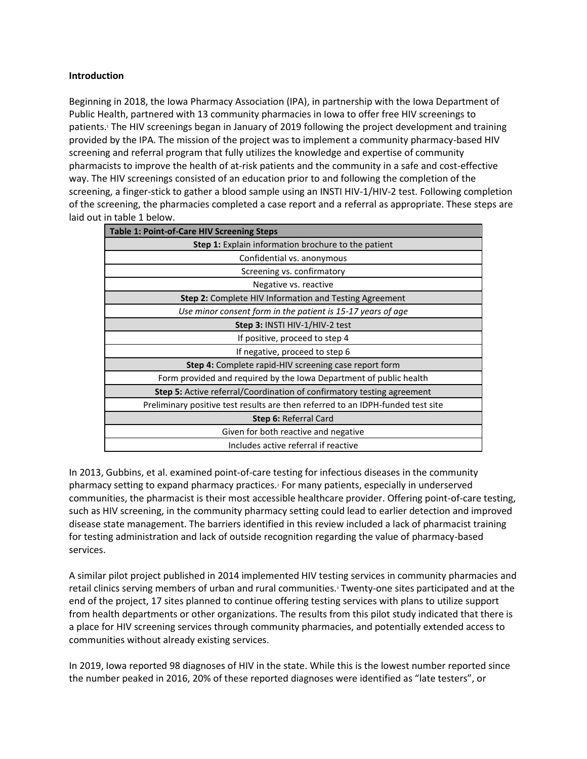**Introduction**

Beginning in 2018, the Iowa Pharmacy Association (IPA), in partnership with the Iowa Department of Public Health, partnered with 13 community pharmacies in Iowa to offer free HIV screenings to patients.[1] The HIV screenings began in January of 2019 following the project development and training provided by the IPA. The mission of the project was to implement a community pharmacy-based HIV screening and referral program that fully utilizes the knowledge and expertise of community pharmacists to improve the health of at-risk patients and the community in a safe and cost-effective way. The HIV screenings consisted of an education prior to and following the completion of the screening, a finger-stick to gather a blood sample using an INSTI HIV-1/HIV-2 test. Following completion of the screening, the pharmacies completed a case report and a referral as appropriate. These steps are laid out in table 1 below.

| Table 1: Point-of-Care HIV Screening Steps |
|---|
| **Step 1:** Explain information brochure to the patient |
| Confidential vs. anonymous |
| Screening vs. confirmatory |
| Negative vs. reactive |
| **Step 2:** Complete HIV Information and Testing Agreement |
| *Use minor consent form in the patient is 15-17 years of age* |
| **Step 3:** INSTI HIV-1/HIV-2 test |
| If positive, proceed to step 4 |
| If negative, proceed to step 6 |
| **Step 4:** Complete rapid-HIV screening case report form |
| Form provided and required by the Iowa Department of public health |
| **Step 5:** Active referral/Coordination of confirmatory testing agreement |
| Preliminary positive test results are then referred to an IDPH-funded test site |
| **Step 6:** Referral Card |
| Given for both reactive and negative |
| Includes active referral if reactive |

In 2013, Gubbins, et al. examined point-of-care testing for infectious diseases in the community pharmacy setting to expand pharmacy practices.[2] For many patients, especially in underserved communities, the pharmacist is their most accessible healthcare provider. Offering point-of-care testing, such as HIV screening, in the community pharmacy setting could lead to earlier detection and improved disease state management. The barriers identified in this review included a lack of pharmacist training for testing administration and lack of outside recognition regarding the value of pharmacy-based services.

A similar pilot project published in 2014 implemented HIV testing services in community pharmacies and retail clinics serving members of urban and rural communities.[3] Twenty-one sites participated and at the end of the project, 17 sites planned to continue offering testing services with plans to utilize support from health departments or other organizations. The results from this pilot study indicated that there is a place for HIV screening services through community pharmacies, and potentially extended access to communities without already existing services.

In 2019, Iowa reported 98 diagnoses of HIV in the state. While this is the lowest number reported since the number peaked in 2016, 20% of these reported diagnoses were identified as "late testers", or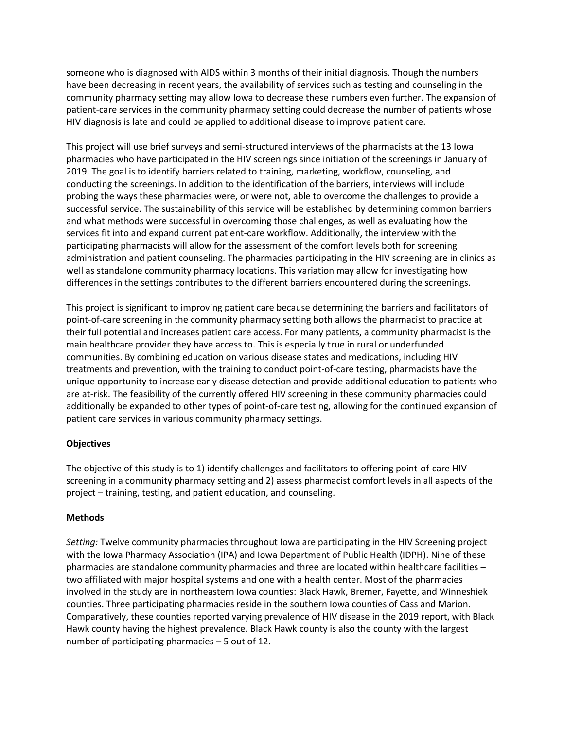someone who is diagnosed with AIDS within 3 months of their initial diagnosis. Though the numbers have been decreasing in recent years, the availability of services such as testing and counseling in the community pharmacy setting may allow Iowa to decrease these numbers even further. The expansion of patient-care services in the community pharmacy setting could decrease the number of patients whose HIV diagnosis is late and could be applied to additional disease to improve patient care.

This project will use brief surveys and semi-structured interviews of the pharmacists at the 13 Iowa pharmacies who have participated in the HIV screenings since initiation of the screenings in January of 2019. The goal is to identify barriers related to training, marketing, workflow, counseling, and conducting the screenings. In addition to the identification of the barriers, interviews will include probing the ways these pharmacies were, or were not, able to overcome the challenges to provide a successful service. The sustainability of this service will be established by determining common barriers and what methods were successful in overcoming those challenges, as well as evaluating how the services fit into and expand current patient-care workflow. Additionally, the interview with the participating pharmacists will allow for the assessment of the comfort levels both for screening administration and patient counseling. The pharmacies participating in the HIV screening are in clinics as well as standalone community pharmacy locations. This variation may allow for investigating how differences in the settings contributes to the different barriers encountered during the screenings.

This project is significant to improving patient care because determining the barriers and facilitators of point-of-care screening in the community pharmacy setting both allows the pharmacist to practice at their full potential and increases patient care access. For many patients, a community pharmacist is the main healthcare provider they have access to. This is especially true in rural or underfunded communities. By combining education on various disease states and medications, including HIV treatments and prevention, with the training to conduct point-of-care testing, pharmacists have the unique opportunity to increase early disease detection and provide additional education to patients who are at-risk. The feasibility of the currently offered HIV screening in these community pharmacies could additionally be expanded to other types of point-of-care testing, allowing for the continued expansion of patient care services in various community pharmacy settings.

**Objectives**

The objective of this study is to 1) identify challenges and facilitators to offering point-of-care HIV screening in a community pharmacy setting and 2) assess pharmacist comfort levels in all aspects of the project – training, testing, and patient education, and counseling.

**Methods**

*Setting:* Twelve community pharmacies throughout Iowa are participating in the HIV Screening project with the Iowa Pharmacy Association (IPA) and Iowa Department of Public Health (IDPH). Nine of these pharmacies are standalone community pharmacies and three are located within healthcare facilities – two affiliated with major hospital systems and one with a health center. Most of the pharmacies involved in the study are in northeastern Iowa counties: Black Hawk, Bremer, Fayette, and Winneshiek counties. Three participating pharmacies reside in the southern Iowa counties of Cass and Marion. Comparatively, these counties reported varying prevalence of HIV disease in the 2019 report, with Black Hawk county having the highest prevalence. Black Hawk county is also the county with the largest number of participating pharmacies – 5 out of 12.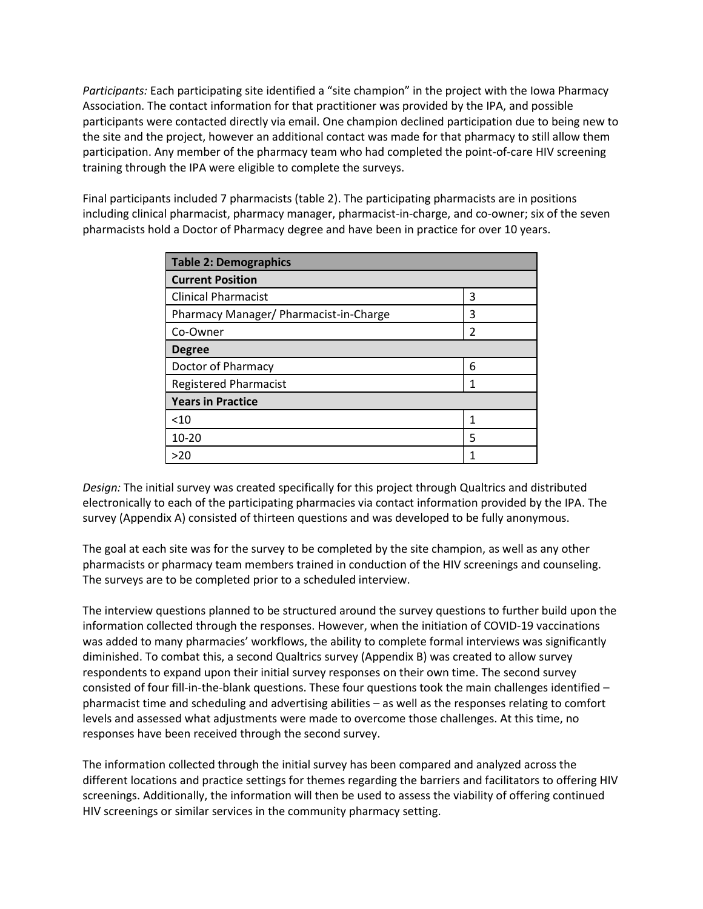*Participants:* Each participating site identified a "site champion" in the project with the Iowa Pharmacy Association. The contact information for that practitioner was provided by the IPA, and possible participants were contacted directly via email. One champion declined participation due to being new to the site and the project, however an additional contact was made for that pharmacy to still allow them participation. Any member of the pharmacy team who had completed the point-of-care HIV screening training through the IPA were eligible to complete the surveys.

Final participants included 7 pharmacists (table 2). The participating pharmacists are in positions including clinical pharmacist, pharmacy manager, pharmacist-in-charge, and co-owner; six of the seven pharmacists hold a Doctor of Pharmacy degree and have been in practice for over 10 years.

| **Table 2: Demographics** | |
|---|---|
| **Current Position** | |
| Clinical Pharmacist | 3 |
| Pharmacy Manager/ Pharmacist-in-Charge | 3 |
| Co-Owner | 2 |
| **Degree** | |
| Doctor of Pharmacy | 6 |
| Registered Pharmacist | 1 |
| **Years in Practice** | |
| <10 | 1 |
| 10-20 | 5 |
| >20 | 1 |

*Design:* The initial survey was created specifically for this project through Qualtrics and distributed electronically to each of the participating pharmacies via contact information provided by the IPA. The survey (Appendix A) consisted of thirteen questions and was developed to be fully anonymous.

The goal at each site was for the survey to be completed by the site champion, as well as any other pharmacists or pharmacy team members trained in conduction of the HIV screenings and counseling. The surveys are to be completed prior to a scheduled interview.

The interview questions planned to be structured around the survey questions to further build upon the information collected through the responses. However, when the initiation of COVID-19 vaccinations was added to many pharmacies' workflows, the ability to complete formal interviews was significantly diminished. To combat this, a second Qualtrics survey (Appendix B) was created to allow survey respondents to expand upon their initial survey responses on their own time. The second survey consisted of four fill-in-the-blank questions. These four questions took the main challenges identified – pharmacist time and scheduling and advertising abilities – as well as the responses relating to comfort levels and assessed what adjustments were made to overcome those challenges. At this time, no responses have been received through the second survey.

The information collected through the initial survey has been compared and analyzed across the different locations and practice settings for themes regarding the barriers and facilitators to offering HIV screenings. Additionally, the information will then be used to assess the viability of offering continued HIV screenings or similar services in the community pharmacy setting.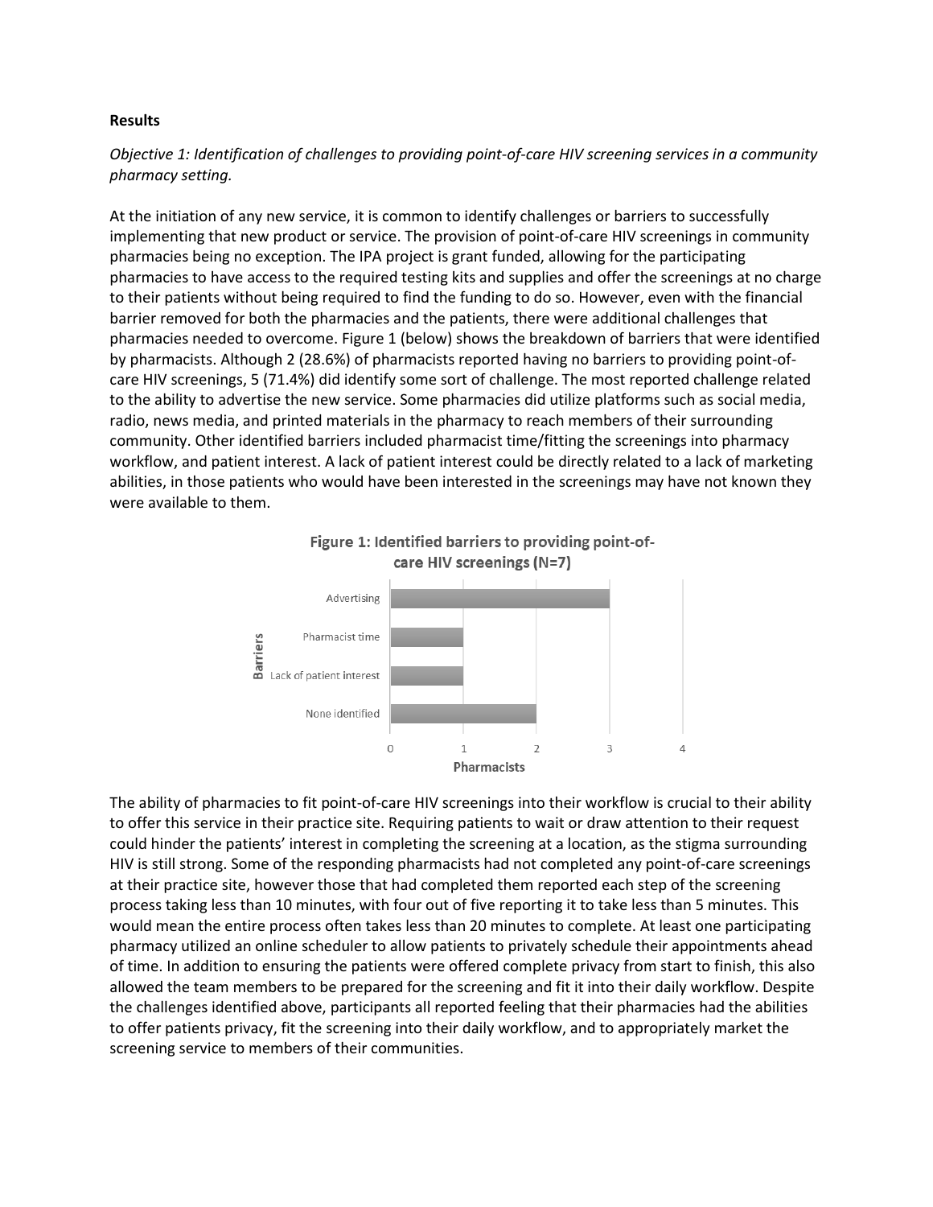**Results**

*Objective 1: Identification of challenges to providing point-of-care HIV screening services in a community pharmacy setting.*

At the initiation of any new service, it is common to identify challenges or barriers to successfully implementing that new product or service. The provision of point-of-care HIV screenings in community pharmacies being no exception. The IPA project is grant funded, allowing for the participating pharmacies to have access to the required testing kits and supplies and offer the screenings at no charge to their patients without being required to find the funding to do so. However, even with the financial barrier removed for both the pharmacies and the patients, there were additional challenges that pharmacies needed to overcome. Figure 1 (below) shows the breakdown of barriers that were identified by pharmacists. Although 2 (28.6%) of pharmacists reported having no barriers to providing point-of-care HIV screenings, 5 (71.4%) did identify some sort of challenge. The most reported challenge related to the ability to advertise the new service. Some pharmacies did utilize platforms such as social media, radio, news media, and printed materials in the pharmacy to reach members of their surrounding community. Other identified barriers included pharmacist time/fitting the screenings into pharmacy workflow, and patient interest. A lack of patient interest could be directly related to a lack of marketing abilities, in those patients who would have been interested in the screenings may have not known they were available to them.

**Figure 1: Identified barriers to providing point-of-care HIV screenings (N=7)**

| Barriers | Pharmacists |
| --- | --- |
| Advertising | 3 |
| Pharmacist time | 1 |
| Lack of patient interest | 1 |
| None identified | 2 |

The ability of pharmacies to fit point-of-care HIV screenings into their workflow is crucial to their ability to offer this service in their practice site. Requiring patients to wait or draw attention to their request could hinder the patients' interest in completing the screening at a location, as the stigma surrounding HIV is still strong. Some of the responding pharmacists had not completed any point-of-care screenings at their practice site, however those that had completed them reported each step of the screening process taking less than 10 minutes, with four out of five reporting it to take less than 5 minutes. This would mean the entire process often takes less than 20 minutes to complete. At least one participating pharmacy utilized an online scheduler to allow patients to privately schedule their appointments ahead of time. In addition to ensuring the patients were offered complete privacy from start to finish, this also allowed the team members to be prepared for the screening and fit it into their daily workflow. Despite the challenges identified above, participants all reported feeling that their pharmacies had the abilities to offer patients privacy, fit the screening into their daily workflow, and to appropriately market the screening service to members of their communities.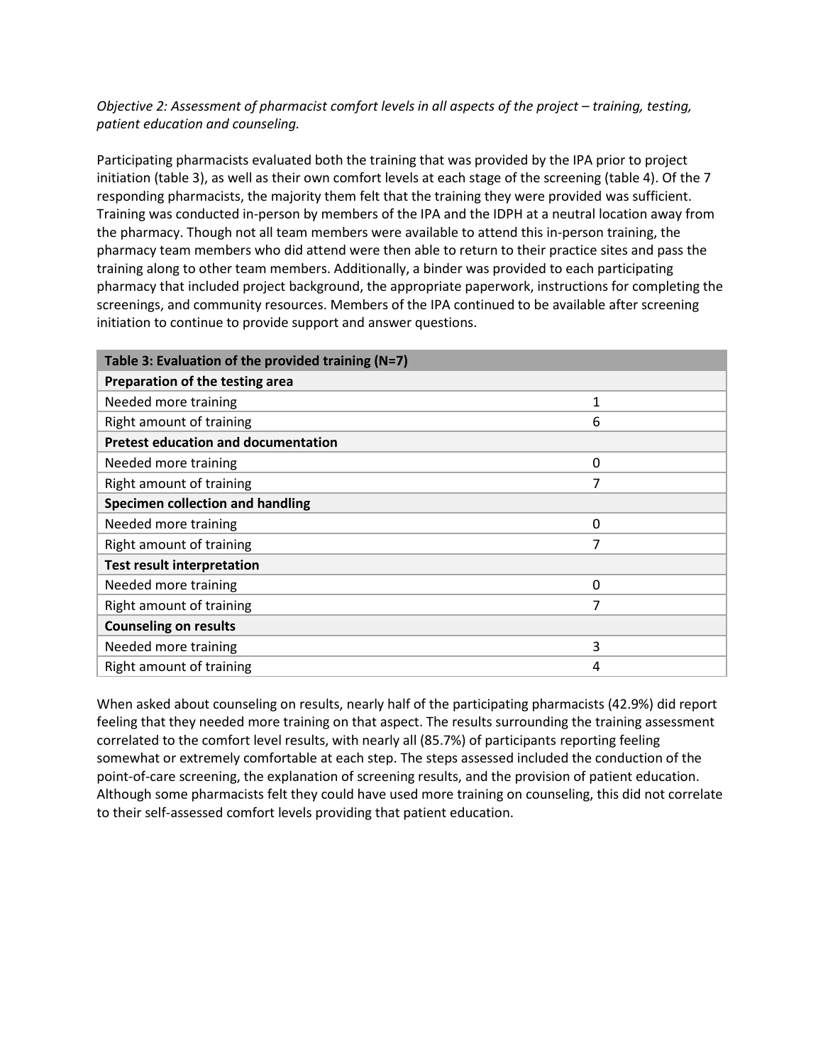*Objective 2: Assessment of pharmacist comfort levels in all aspects of the project – training, testing, patient education and counseling.*

Participating pharmacists evaluated both the training that was provided by the IPA prior to project initiation (table 3), as well as their own comfort levels at each stage of the screening (table 4). Of the 7 responding pharmacists, the majority them felt that the training they were provided was sufficient. Training was conducted in-person by members of the IPA and the IDPH at a neutral location away from the pharmacy. Though not all team members were available to attend this in-person training, the pharmacy team members who did attend were then able to return to their practice sites and pass the training along to other team members. Additionally, a binder was provided to each participating pharmacy that included project background, the appropriate paperwork, instructions for completing the screenings, and community resources. Members of the IPA continued to be available after screening initiation to continue to provide support and answer questions.

| Table 3: Evaluation of the provided training (N=7) | |
|---|---|
| **Preparation of the testing area** | |
| Needed more training | 1 |
| Right amount of training | 6 |
| **Pretest education and documentation** | |
| Needed more training | 0 |
| Right amount of training | 7 |
| **Specimen collection and handling** | |
| Needed more training | 0 |
| Right amount of training | 7 |
| **Test result interpretation** | |
| Needed more training | 0 |
| Right amount of training | 7 |
| **Counseling on results** | |
| Needed more training | 3 |
| Right amount of training | 4 |

When asked about counseling on results, nearly half of the participating pharmacists (42.9%) did report feeling that they needed more training on that aspect. The results surrounding the training assessment correlated to the comfort level results, with nearly all (85.7%) of participants reporting feeling somewhat or extremely comfortable at each step. The steps assessed included the conduction of the point-of-care screening, the explanation of screening results, and the provision of patient education. Although some pharmacists felt they could have used more training on counseling, this did not correlate to their self-assessed comfort levels providing that patient education.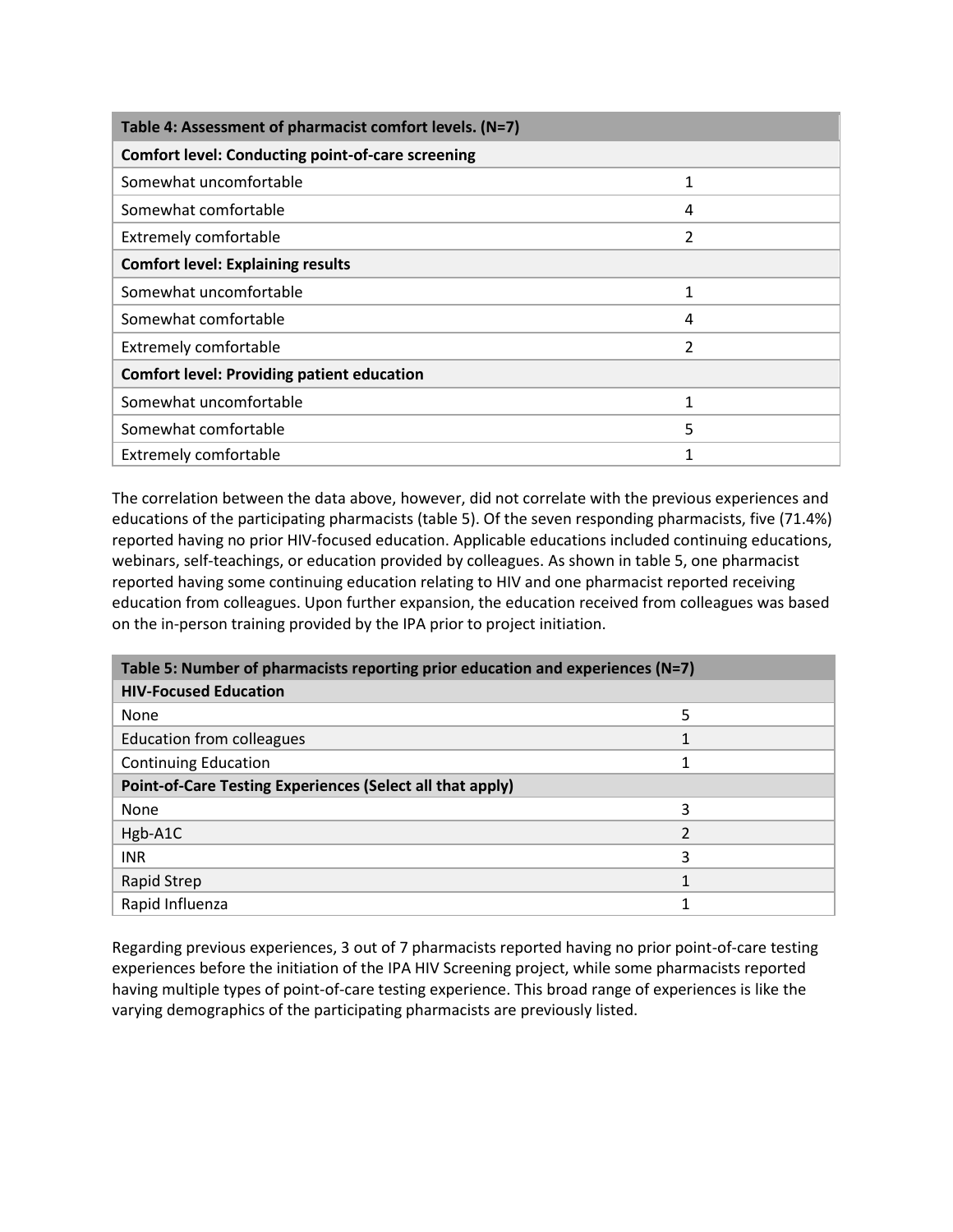| Table 4: Assessment of pharmacist comfort levels. (N=7) | |
|---|---|
| **Comfort level: Conducting point-of-care screening** | |
| Somewhat uncomfortable | 1 |
| Somewhat comfortable | 4 |
| Extremely comfortable | 2 |
| **Comfort level: Explaining results** | |
| Somewhat uncomfortable | 1 |
| Somewhat comfortable | 4 |
| Extremely comfortable | 2 |
| **Comfort level: Providing patient education** | |
| Somewhat uncomfortable | 1 |
| Somewhat comfortable | 5 |
| Extremely comfortable | 1 |

The correlation between the data above, however, did not correlate with the previous experiences and educations of the participating pharmacists (table 5). Of the seven responding pharmacists, five (71.4%) reported having no prior HIV-focused education. Applicable educations included continuing educations, webinars, self-teachings, or education provided by colleagues. As shown in table 5, one pharmacist reported having some continuing education relating to HIV and one pharmacist reported receiving education from colleagues. Upon further expansion, the education received from colleagues was based on the in-person training provided by the IPA prior to project initiation.

| Table 5: Number of pharmacists reporting prior education and experiences (N=7) | |
|---|---|
| **HIV-Focused Education** | |
| None | 5 |
| Education from colleagues | 1 |
| Continuing Education | 1 |
| **Point-of-Care Testing Experiences (Select all that apply)** | |
| None | 3 |
| Hgb-A1C | 2 |
| INR | 3 |
| Rapid Strep | 1 |
| Rapid Influenza | 1 |

Regarding previous experiences, 3 out of 7 pharmacists reported having no prior point-of-care testing experiences before the initiation of the IPA HIV Screening project, while some pharmacists reported having multiple types of point-of-care testing experience. This broad range of experiences is like the varying demographics of the participating pharmacists are previously listed.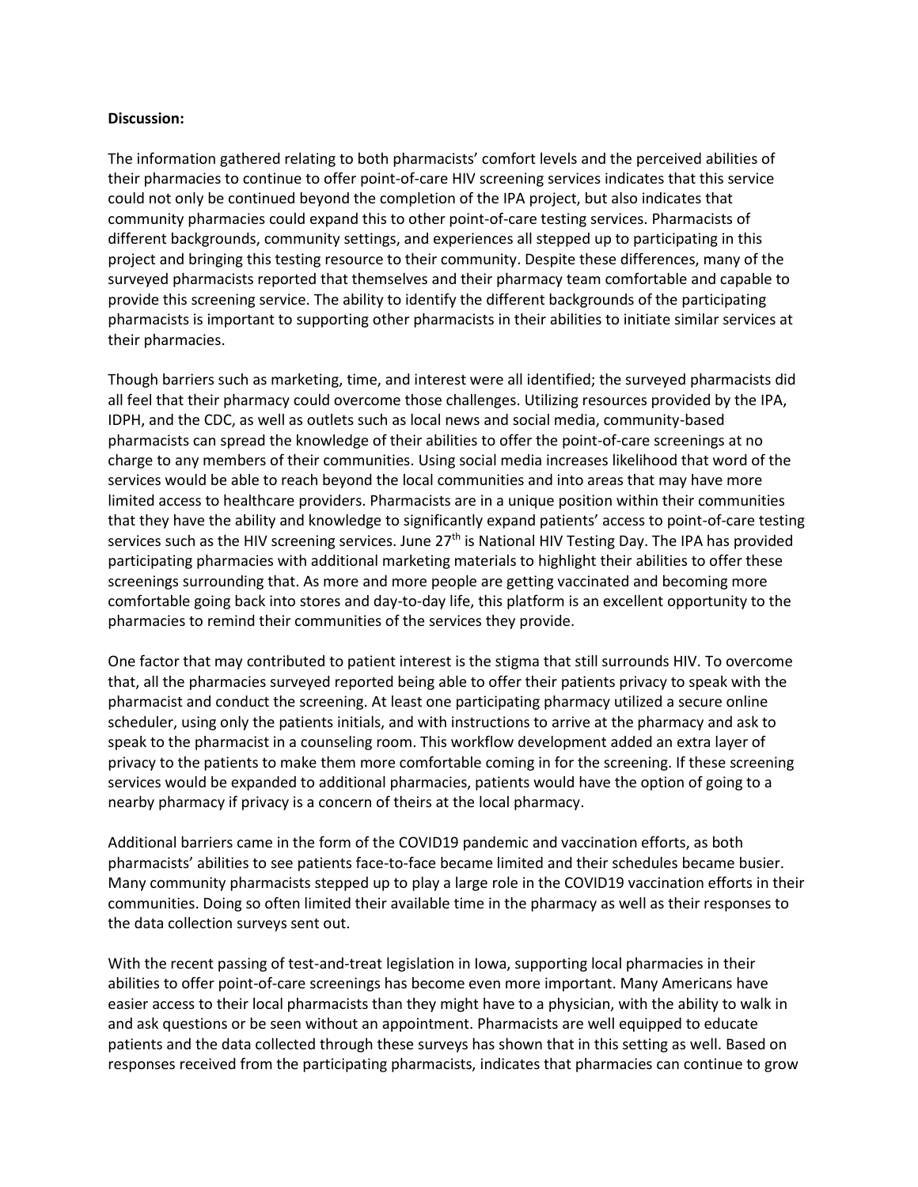**Discussion:**

The information gathered relating to both pharmacists' comfort levels and the perceived abilities of their pharmacies to continue to offer point-of-care HIV screening services indicates that this service could not only be continued beyond the completion of the IPA project, but also indicates that community pharmacies could expand this to other point-of-care testing services. Pharmacists of different backgrounds, community settings, and experiences all stepped up to participating in this project and bringing this testing resource to their community. Despite these differences, many of the surveyed pharmacists reported that themselves and their pharmacy team comfortable and capable to provide this screening service. The ability to identify the different backgrounds of the participating pharmacists is important to supporting other pharmacists in their abilities to initiate similar services at their pharmacies.

Though barriers such as marketing, time, and interest were all identified; the surveyed pharmacists did all feel that their pharmacy could overcome those challenges. Utilizing resources provided by the IPA, IDPH, and the CDC, as well as outlets such as local news and social media, community-based pharmacists can spread the knowledge of their abilities to offer the point-of-care screenings at no charge to any members of their communities. Using social media increases likelihood that word of the services would be able to reach beyond the local communities and into areas that may have more limited access to healthcare providers. Pharmacists are in a unique position within their communities that they have the ability and knowledge to significantly expand patients' access to point-of-care testing services such as the HIV screening services. June 27th is National HIV Testing Day. The IPA has provided participating pharmacies with additional marketing materials to highlight their abilities to offer these screenings surrounding that. As more and more people are getting vaccinated and becoming more comfortable going back into stores and day-to-day life, this platform is an excellent opportunity to the pharmacies to remind their communities of the services they provide.

One factor that may contributed to patient interest is the stigma that still surrounds HIV. To overcome that, all the pharmacies surveyed reported being able to offer their patients privacy to speak with the pharmacist and conduct the screening. At least one participating pharmacy utilized a secure online scheduler, using only the patients initials, and with instructions to arrive at the pharmacy and ask to speak to the pharmacist in a counseling room. This workflow development added an extra layer of privacy to the patients to make them more comfortable coming in for the screening. If these screening services would be expanded to additional pharmacies, patients would have the option of going to a nearby pharmacy if privacy is a concern of theirs at the local pharmacy.

Additional barriers came in the form of the COVID19 pandemic and vaccination efforts, as both pharmacists' abilities to see patients face-to-face became limited and their schedules became busier. Many community pharmacists stepped up to play a large role in the COVID19 vaccination efforts in their communities. Doing so often limited their available time in the pharmacy as well as their responses to the data collection surveys sent out.

With the recent passing of test-and-treat legislation in Iowa, supporting local pharmacies in their abilities to offer point-of-care screenings has become even more important. Many Americans have easier access to their local pharmacists than they might have to a physician, with the ability to walk in and ask questions or be seen without an appointment. Pharmacists are well equipped to educate patients and the data collected through these surveys has shown that in this setting as well. Based on responses received from the participating pharmacists, indicates that pharmacies can continue to grow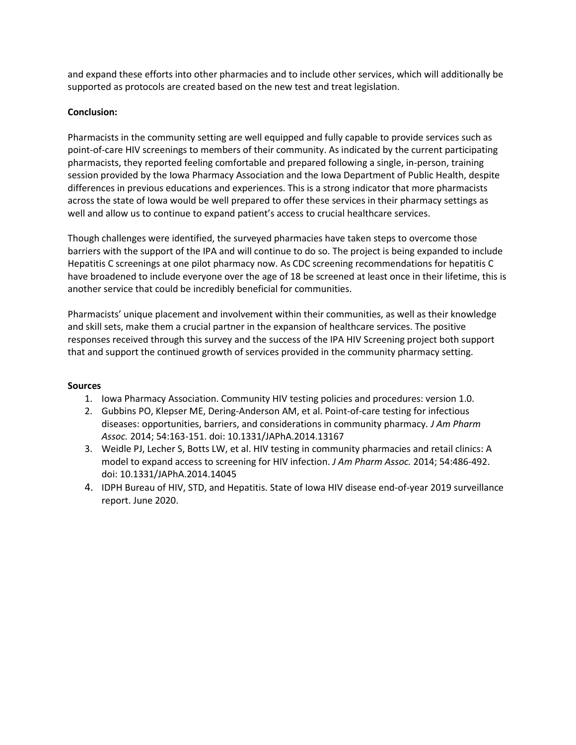and expand these efforts into other pharmacies and to include other services, which will additionally be supported as protocols are created based on the new test and treat legislation.

**Conclusion:**

Pharmacists in the community setting are well equipped and fully capable to provide services such as point-of-care HIV screenings to members of their community. As indicated by the current participating pharmacists, they reported feeling comfortable and prepared following a single, in-person, training session provided by the Iowa Pharmacy Association and the Iowa Department of Public Health, despite differences in previous educations and experiences. This is a strong indicator that more pharmacists across the state of Iowa would be well prepared to offer these services in their pharmacy settings as well and allow us to continue to expand patient's access to crucial healthcare services.

Though challenges were identified, the surveyed pharmacies have taken steps to overcome those barriers with the support of the IPA and will continue to do so. The project is being expanded to include Hepatitis C screenings at one pilot pharmacy now. As CDC screening recommendations for hepatitis C have broadened to include everyone over the age of 18 be screened at least once in their lifetime, this is another service that could be incredibly beneficial for communities.

Pharmacists' unique placement and involvement within their communities, as well as their knowledge and skill sets, make them a crucial partner in the expansion of healthcare services. The positive responses received through this survey and the success of the IPA HIV Screening project both support that and support the continued growth of services provided in the community pharmacy setting.

**Sources**

1. Iowa Pharmacy Association. Community HIV testing policies and procedures: version 1.0.
2. Gubbins PO, Klepser ME, Dering-Anderson AM, et al. Point-of-care testing for infectious diseases: opportunities, barriers, and considerations in community pharmacy. *J Am Pharm Assoc.* 2014; 54:163-151. doi: 10.1331/JAPhA.2014.13167
3. Weidle PJ, Lecher S, Botts LW, et al. HIV testing in community pharmacies and retail clinics: A model to expand access to screening for HIV infection. *J Am Pharm Assoc.* 2014; 54:486-492. doi: 10.1331/JAPhA.2014.14045
4. IDPH Bureau of HIV, STD, and Hepatitis. State of Iowa HIV disease end-of-year 2019 surveillance report. June 2020.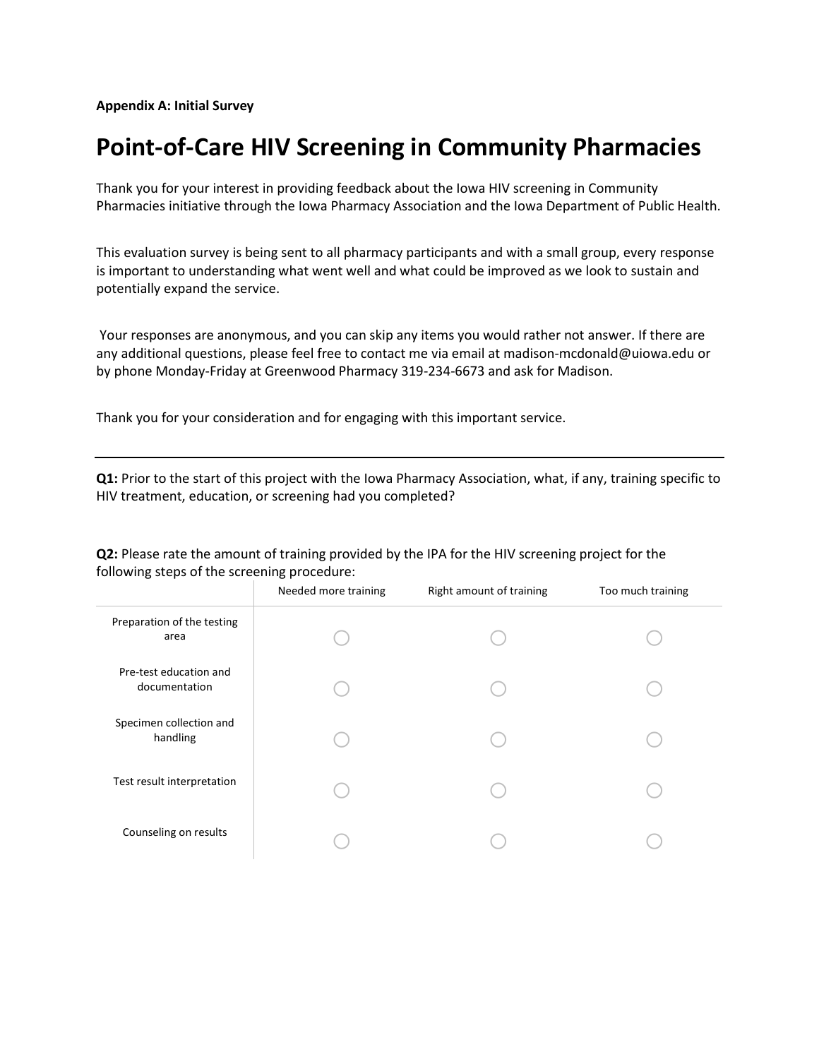**Appendix A: Initial Survey**

# Point-of-Care HIV Screening in Community Pharmacies

Thank you for your interest in providing feedback about the Iowa HIV screening in Community Pharmacies initiative through the Iowa Pharmacy Association and the Iowa Department of Public Health.

This evaluation survey is being sent to all pharmacy participants and with a small group, every response is important to understanding what went well and what could be improved as we look to sustain and potentially expand the service.

Your responses are anonymous, and you can skip any items you would rather not answer. If there are any additional questions, please feel free to contact me via email at madison-mcdonald@uiowa.edu or by phone Monday-Friday at Greenwood Pharmacy 319-234-6673 and ask for Madison.

Thank you for your consideration and for engaging with this important service.

---

**Q1:** Prior to the start of this project with the Iowa Pharmacy Association, what, if any, training specific to HIV treatment, education, or screening had you completed?

**Q2:** Please rate the amount of training provided by the IPA for the HIV screening project for the following steps of the screening procedure:

| | Needed more training | Right amount of training | Too much training |
|---|---|---|---|
| Preparation of the testing area | ○ | ○ | ○ |
| Pre-test education and documentation | ○ | ○ | ○ |
| Specimen collection and handling | ○ | ○ | ○ |
| Test result interpretation | ○ | ○ | ○ |
| Counseling on results | ○ | ○ | ○ |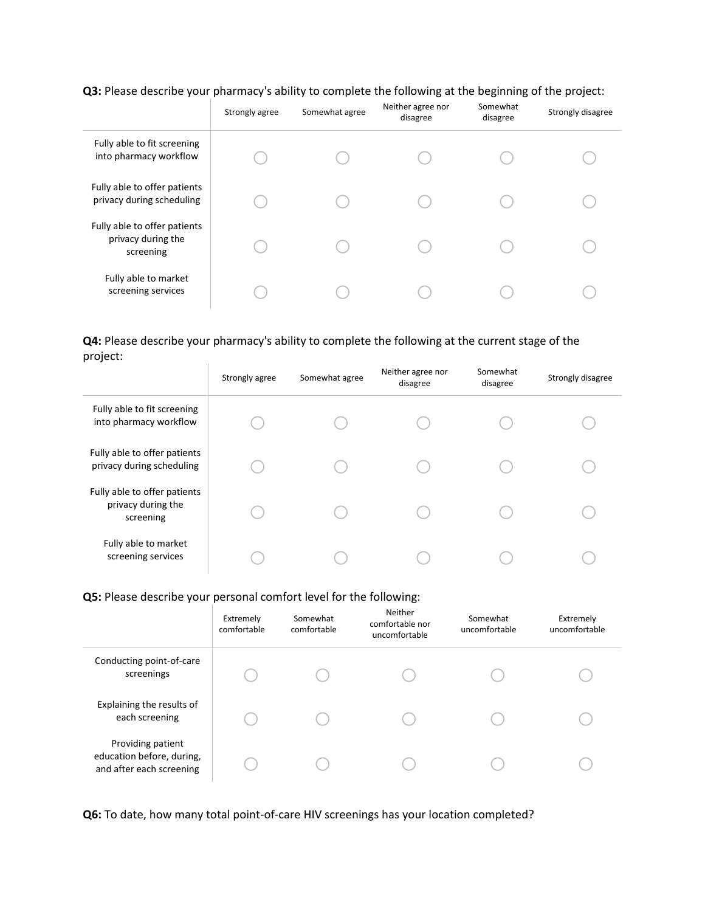**Q3:** Please describe your pharmacy's ability to complete the following at the beginning of the project:

| | Strongly agree | Somewhat agree | Neither agree nor disagree | Somewhat disagree | Strongly disagree |
|---|---|---|---|---|---|
| Fully able to fit screening into pharmacy workflow | ○ | ○ | ○ | ○ | ○ |
| Fully able to offer patients privacy during scheduling | ○ | ○ | ○ | ○ | ○ |
| Fully able to offer patients privacy during the screening | ○ | ○ | ○ | ○ | ○ |
| Fully able to market screening services | ○ | ○ | ○ | ○ | ○ |

**Q4:** Please describe your pharmacy's ability to complete the following at the current stage of the project:

| | Strongly agree | Somewhat agree | Neither agree nor disagree | Somewhat disagree | Strongly disagree |
|---|---|---|---|---|---|
| Fully able to fit screening into pharmacy workflow | ○ | ○ | ○ | ○ | ○ |
| Fully able to offer patients privacy during scheduling | ○ | ○ | ○ | ○ | ○ |
| Fully able to offer patients privacy during the screening | ○ | ○ | ○ | ○ | ○ |
| Fully able to market screening services | ○ | ○ | ○ | ○ | ○ |

**Q5:** Please describe your personal comfort level for the following:

| | Extremely comfortable | Somewhat comfortable | Neither comfortable nor uncomfortable | Somewhat uncomfortable | Extremely uncomfortable |
|---|---|---|---|---|---|
| Conducting point-of-care screenings | ○ | ○ | ○ | ○ | ○ |
| Explaining the results of each screening | ○ | ○ | ○ | ○ | ○ |
| Providing patient education before, during, and after each screening | ○ | ○ | ○ | ○ | ○ |

**Q6:** To date, how many total point-of-care HIV screenings has your location completed?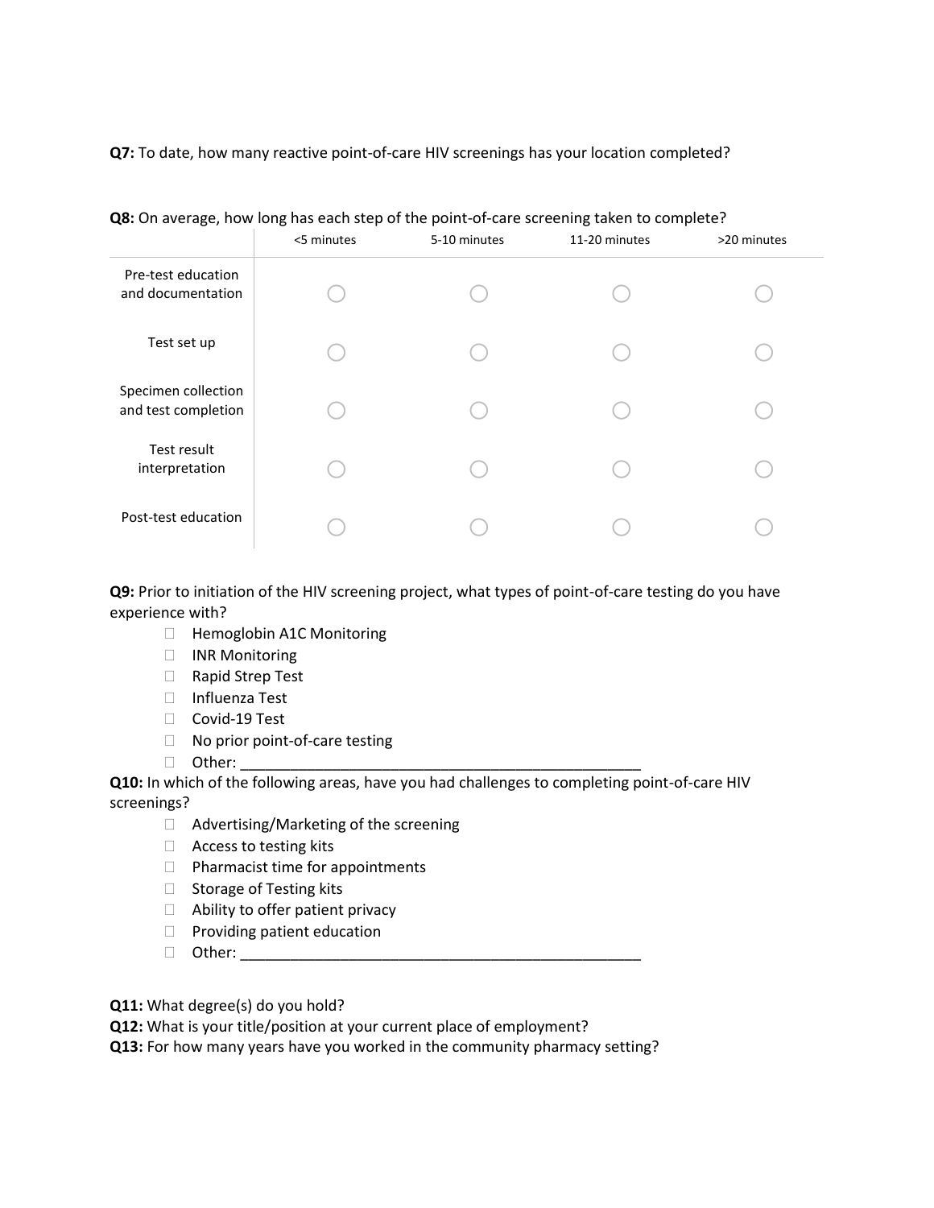**Q7:** To date, how many reactive point-of-care HIV screenings has your location completed?

**Q8:** On average, how long has each step of the point-of-care screening taken to complete?

| | <5 minutes | 5-10 minutes | 11-20 minutes | >20 minutes |
|---|---|---|---|---|
| Pre-test education and documentation | ◯ | ◯ | ◯ | ◯ |
| Test set up | ◯ | ◯ | ◯ | ◯ |
| Specimen collection and test completion | ◯ | ◯ | ◯ | ◯ |
| Test result interpretation | ◯ | ◯ | ◯ | ◯ |
| Post-test education | ◯ | ◯ | ◯ | ◯ |

**Q9:** Prior to initiation of the HIV screening project, what types of point-of-care testing do you have experience with?

- ☐ Hemoglobin A1C Monitoring
- ☐ INR Monitoring
- ☐ Rapid Strep Test
- ☐ Influenza Test
- ☐ Covid-19 Test
- ☐ No prior point-of-care testing
- ☐ Other: ___________________________________________

**Q10:** In which of the following areas, have you had challenges to completing point-of-care HIV screenings?

- ☐ Advertising/Marketing of the screening
- ☐ Access to testing kits
- ☐ Pharmacist time for appointments
- ☐ Storage of Testing kits
- ☐ Ability to offer patient privacy
- ☐ Providing patient education
- ☐ Other: ___________________________________________

**Q11:** What degree(s) do you hold?

**Q12:** What is your title/position at your current place of employment?

**Q13:** For how many years have you worked in the community pharmacy setting?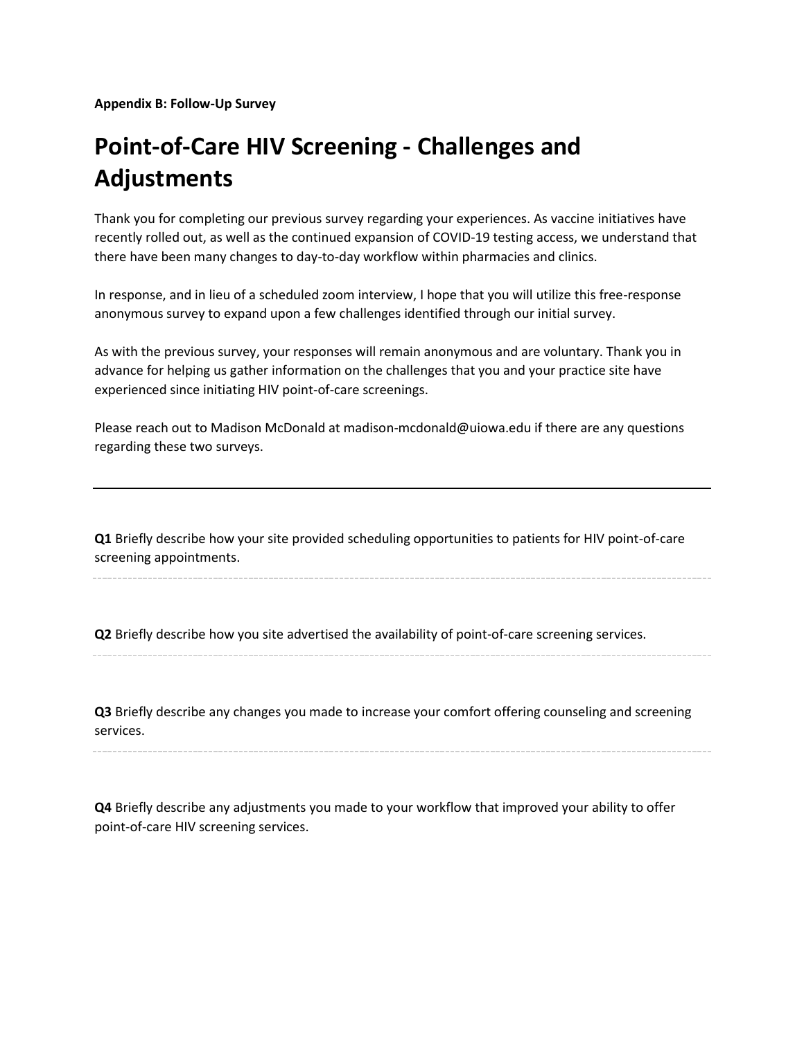**Appendix B: Follow-Up Survey**

# Point-of-Care HIV Screening - Challenges and Adjustments

Thank you for completing our previous survey regarding your experiences. As vaccine initiatives have recently rolled out, as well as the continued expansion of COVID-19 testing access, we understand that there have been many changes to day-to-day workflow within pharmacies and clinics.

In response, and in lieu of a scheduled zoom interview, I hope that you will utilize this free-response anonymous survey to expand upon a few challenges identified through our initial survey.

As with the previous survey, your responses will remain anonymous and are voluntary. Thank you in advance for helping us gather information on the challenges that you and your practice site have experienced since initiating HIV point-of-care screenings.

Please reach out to Madison McDonald at madison-mcdonald@uiowa.edu if there are any questions regarding these two surveys.

---

**Q1** Briefly describe how your site provided scheduling opportunities to patients for HIV point-of-care screening appointments.

---

**Q2** Briefly describe how you site advertised the availability of point-of-care screening services.

---

**Q3** Briefly describe any changes you made to increase your comfort offering counseling and screening services.

---

**Q4** Briefly describe any adjustments you made to your workflow that improved your ability to offer point-of-care HIV screening services.